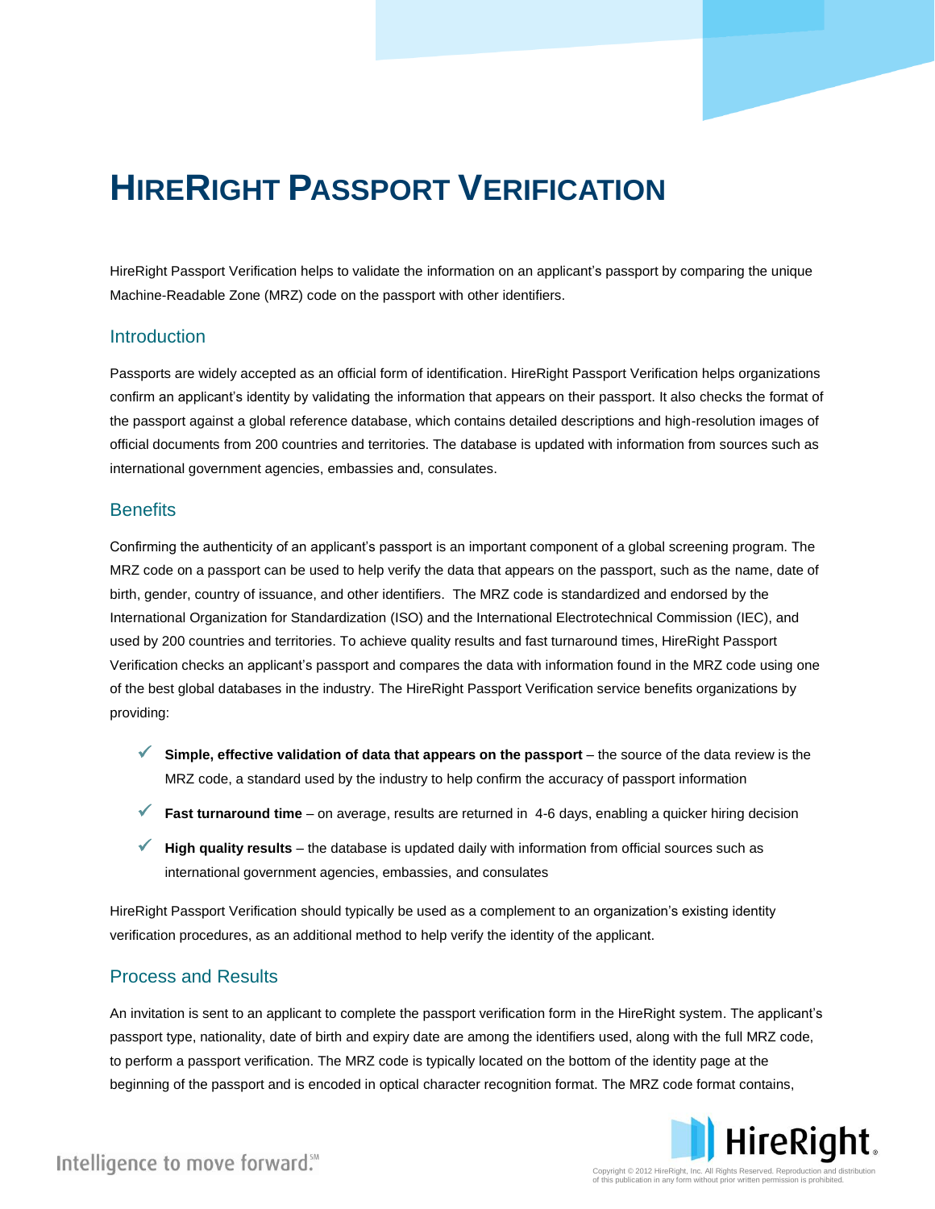# HireRight Passport Verification

HireRight Passport Verification helps to validate the information on an applicant's passport by comparing the unique Machine-Readable Zone (MRZ) code on the passport with other identifiers.

## Introduction

Passports are widely accepted as an official form of identification. HireRight Passport Verification helps organizations confirm an applicant's identity by validating the information that appears on their passport. It also checks the format of the passport against a global reference database, which contains detailed descriptions and high-resolution images of official documents from 200 countries and territories. The database is updated with information from sources such as international government agencies, embassies and, consulates.

## Benefits

Confirming the authenticity of an applicant's passport is an important component of a global screening program. The MRZ code on a passport can be used to help verify the data that appears on the passport, such as the name, date of birth, gender, country of issuance, and other identifiers. The MRZ code is standardized and endorsed by the International Organization for Standardization (ISO) and the International Electrotechnical Commission (IEC), and used by 200 countries and territories. To achieve quality results and fast turnaround times, HireRight Passport Verification checks an applicant's passport and compares the data with information found in the MRZ code using one of the best global databases in the industry. The HireRight Passport Verification service benefits organizations by providing:

- ✓ **Simple, effective validation of data that appears on the passport** – the source of the data review is the MRZ code, a standard used by the industry to help confirm the accuracy of passport information
- ✓ **Fast turnaround time** – on average, results are returned in 4-6 days, enabling a quicker hiring decision
- ✓ **High quality results** – the database is updated daily with information from official sources such as international government agencies, embassies, and consulates

HireRight Passport Verification should typically be used as a complement to an organization's existing identity verification procedures, as an additional method to help verify the identity of the applicant.

## Process and Results

An invitation is sent to an applicant to complete the passport verification form in the HireRight system. The applicant's passport type, nationality, date of birth and expiry date are among the identifiers used, along with the full MRZ code, to perform a passport verification. The MRZ code is typically located on the bottom of the identity page at the beginning of the passport and is encoded in optical character recognition format. The MRZ code format contains,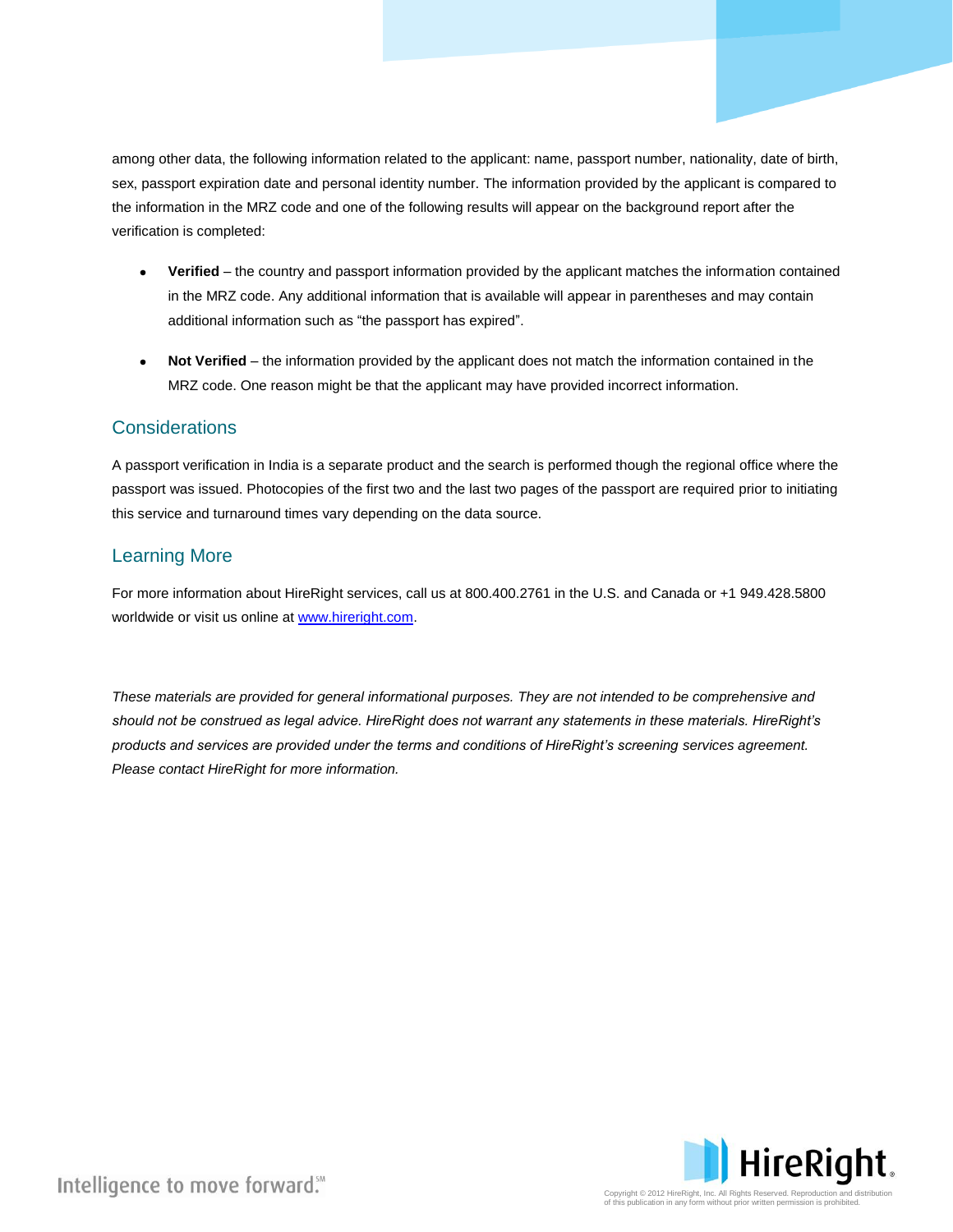among other data, the following information related to the applicant: name, passport number, nationality, date of birth, sex, passport expiration date and personal identity number. The information provided by the applicant is compared to the information in the MRZ code and one of the following results will appear on the background report after the verification is completed:

- **Verified** – the country and passport information provided by the applicant matches the information contained in the MRZ code. Any additional information that is available will appear in parentheses and may contain additional information such as “the passport has expired”.
- **Not Verified** – the information provided by the applicant does not match the information contained in the MRZ code. One reason might be that the applicant may have provided incorrect information.

## Considerations

A passport verification in India is a separate product and the search is performed though the regional office where the passport was issued. Photocopies of the first two and the last two pages of the passport are required prior to initiating this service and turnaround times vary depending on the data source.

## Learning More

For more information about HireRight services, call us at 800.400.2761 in the U.S. and Canada or +1 949.428.5800 worldwide or visit us online at www.hireright.com.

*These materials are provided for general informational purposes. They are not intended to be comprehensive and should not be construed as legal advice. HireRight does not warrant any statements in these materials. HireRight’s products and services are provided under the terms and conditions of HireRight’s screening services agreement. Please contact HireRight for more information.*

Intelligence to move forward.SM

HireRight

Copyright © 2012 HireRight, Inc. All Rights Reserved. Reproduction and distribution of this publication in any form without prior written permission is prohibited.